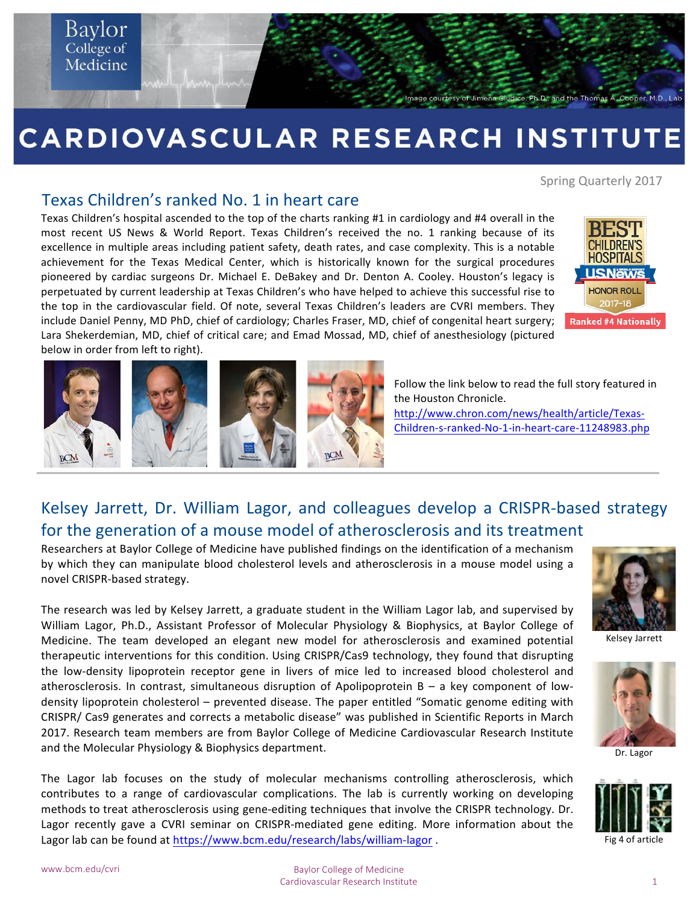# CARDIOVASCULAR RESEARCH INSTITUTE

Image courtesy of Jimena Giudice, Ph.D., and the Thomas A. Cooper, M.D., Lab

Spring Quarterly 2017

## Texas Children's ranked No. 1 in heart care

Texas Children's hospital ascended to the top of the charts ranking #1 in cardiology and #4 overall in the most recent US News & World Report. Texas Children's received the no. 1 ranking because of its excellence in multiple areas including patient safety, death rates, and case complexity. This is a notable achievement for the Texas Medical Center, which is historically known for the surgical procedures pioneered by cardiac surgeons Dr. Michael E. DeBakey and Dr. Denton A. Cooley. Houston's legacy is perpetuated by current leadership at Texas Children's who have helped to achieve this successful rise to the top in the cardiovascular field. Of note, several Texas Children's leaders are CVRI members. They include Daniel Penny, MD PhD, chief of cardiology; Charles Fraser, MD, chief of congenital heart surgery; Lara Shekerdemian, MD, chief of critical care; and Emad Mossad, MD, chief of anesthesiology (pictured below in order from left to right).

BEST CHILDREN'S HOSPITALS USNews HONOR ROLL 2017-18 Ranked #4 Nationally

Follow the link below to read the full story featured in the Houston Chronicle.
http://www.chron.com/news/health/article/Texas-Children-s-ranked-No-1-in-heart-care-11248983.php

## Kelsey Jarrett, Dr. William Lagor, and colleagues develop a CRISPR-based strategy for the generation of a mouse model of atherosclerosis and its treatment

Researchers at Baylor College of Medicine have published findings on the identification of a mechanism by which they can manipulate blood cholesterol levels and atherosclerosis in a mouse model using a novel CRISPR-based strategy.

The research was led by Kelsey Jarrett, a graduate student in the William Lagor lab, and supervised by William Lagor, Ph.D., Assistant Professor of Molecular Physiology & Biophysics, at Baylor College of Medicine. The team developed an elegant new model for atherosclerosis and examined potential therapeutic interventions for this condition. Using CRISPR/Cas9 technology, they found that disrupting the low-density lipoprotein receptor gene in livers of mice led to increased blood cholesterol and atherosclerosis. In contrast, simultaneous disruption of Apolipoprotein B – a key component of low-density lipoprotein cholesterol – prevented disease. The paper entitled "Somatic genome editing with CRISPR/ Cas9 generates and corrects a metabolic disease" was published in Scientific Reports in March 2017. Research team members are from Baylor College of Medicine Cardiovascular Research Institute and the Molecular Physiology & Biophysics department.

Kelsey Jarrett

Dr. Lagor

The Lagor lab focuses on the study of molecular mechanisms controlling atherosclerosis, which contributes to a range of cardiovascular complications. The lab is currently working on developing methods to treat atherosclerosis using gene-editing techniques that involve the CRISPR technology. Dr. Lagor recently gave a CVRI seminar on CRISPR-mediated gene editing. More information about the Lagor lab can be found at https://www.bcm.edu/research/labs/william-lagor .

Fig 4 of article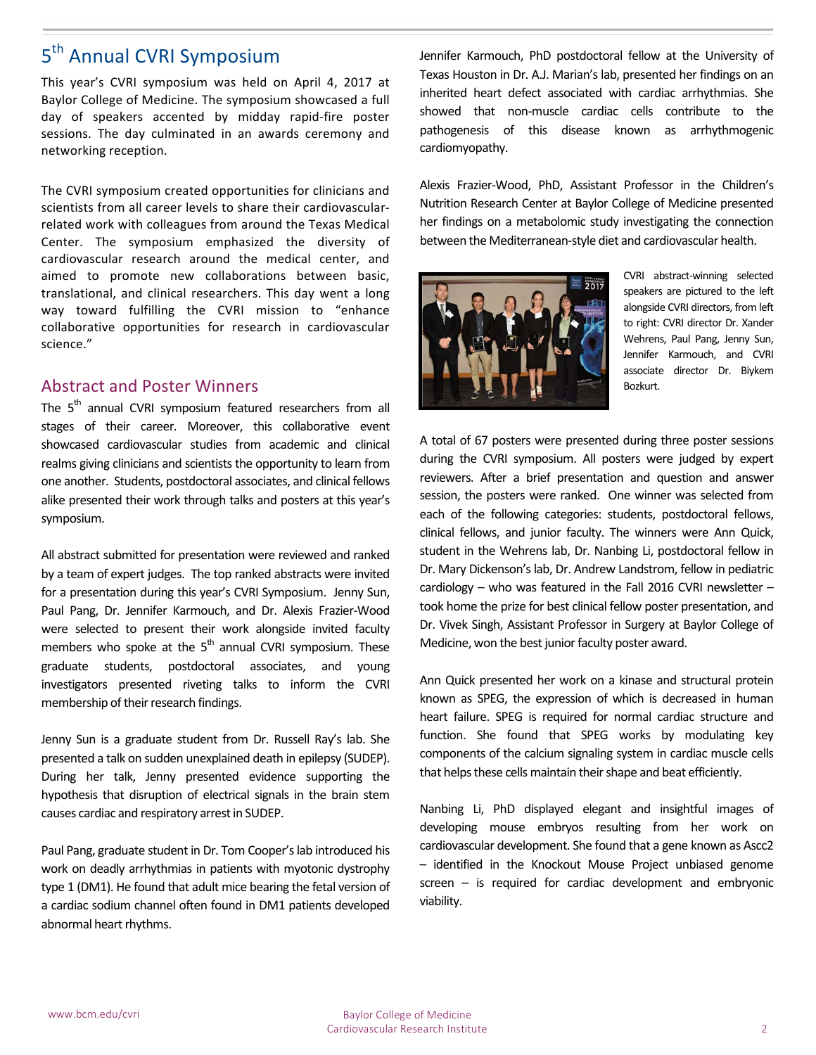## 5th Annual CVRI Symposium

This year's CVRI symposium was held on April 4, 2017 at Baylor College of Medicine. The symposium showcased a full day of speakers accented by midday rapid-fire poster sessions. The day culminated in an awards ceremony and networking reception.

The CVRI symposium created opportunities for clinicians and scientists from all career levels to share their cardiovascular-related work with colleagues from around the Texas Medical Center. The symposium emphasized the diversity of cardiovascular research around the medical center, and aimed to promote new collaborations between basic, translational, and clinical researchers. This day went a long way toward fulfilling the CVRI mission to "enhance collaborative opportunities for research in cardiovascular science."

### Abstract and Poster Winners

The 5th annual CVRI symposium featured researchers from all stages of their career. Moreover, this collaborative event showcased cardiovascular studies from academic and clinical realms giving clinicians and scientists the opportunity to learn from one another. Students, postdoctoral associates, and clinical fellows alike presented their work through talks and posters at this year's symposium.

All abstract submitted for presentation were reviewed and ranked by a team of expert judges. The top ranked abstracts were invited for a presentation during this year's CVRI Symposium. Jenny Sun, Paul Pang, Dr. Jennifer Karmouch, and Dr. Alexis Frazier-Wood were selected to present their work alongside invited faculty members who spoke at the 5th annual CVRI symposium. These graduate students, postdoctoral associates, and young investigators presented riveting talks to inform the CVRI membership of their research findings.

Jenny Sun is a graduate student from Dr. Russell Ray's lab. She presented a talk on sudden unexplained death in epilepsy (SUDEP). During her talk, Jenny presented evidence supporting the hypothesis that disruption of electrical signals in the brain stem causes cardiac and respiratory arrest in SUDEP.

Paul Pang, graduate student in Dr. Tom Cooper's lab introduced his work on deadly arrhythmias in patients with myotonic dystrophy type 1 (DM1). He found that adult mice bearing the fetal version of a cardiac sodium channel often found in DM1 patients developed abnormal heart rhythms.

Jennifer Karmouch, PhD postdoctoral fellow at the University of Texas Houston in Dr. A.J. Marian's lab, presented her findings on an inherited heart defect associated with cardiac arrhythmias. She showed that non-muscle cardiac cells contribute to the pathogenesis of this disease known as arrhythmogenic cardiomyopathy.

Alexis Frazier-Wood, PhD, Assistant Professor in the Children's Nutrition Research Center at Baylor College of Medicine presented her findings on a metabolomic study investigating the connection between the Mediterranean-style diet and cardiovascular health.

CVRI abstract-winning selected speakers are pictured to the left alongside CVRI directors, from left to right: CVRI director Dr. Xander Wehrens, Paul Pang, Jenny Sun, Jennifer Karmouch, and CVRI associate director Dr. Biykem Bozkurt.

A total of 67 posters were presented during three poster sessions during the CVRI symposium. All posters were judged by expert reviewers. After a brief presentation and question and answer session, the posters were ranked. One winner was selected from each of the following categories: students, postdoctoral fellows, clinical fellows, and junior faculty. The winners were Ann Quick, student in the Wehrens lab, Dr. Nanbing Li, postdoctoral fellow in Dr. Mary Dickenson's lab, Dr. Andrew Landstrom, fellow in pediatric cardiology – who was featured in the Fall 2016 CVRI newsletter – took home the prize for best clinical fellow poster presentation, and Dr. Vivek Singh, Assistant Professor in Surgery at Baylor College of Medicine, won the best junior faculty poster award.

Ann Quick presented her work on a kinase and structural protein known as SPEG, the expression of which is decreased in human heart failure. SPEG is required for normal cardiac structure and function. She found that SPEG works by modulating key components of the calcium signaling system in cardiac muscle cells that helps these cells maintain their shape and beat efficiently.

Nanbing Li, PhD displayed elegant and insightful images of developing mouse embryos resulting from her work on cardiovascular development. She found that a gene known as Ascc2 – identified in the Knockout Mouse Project unbiased genome screen – is required for cardiac development and embryonic viability.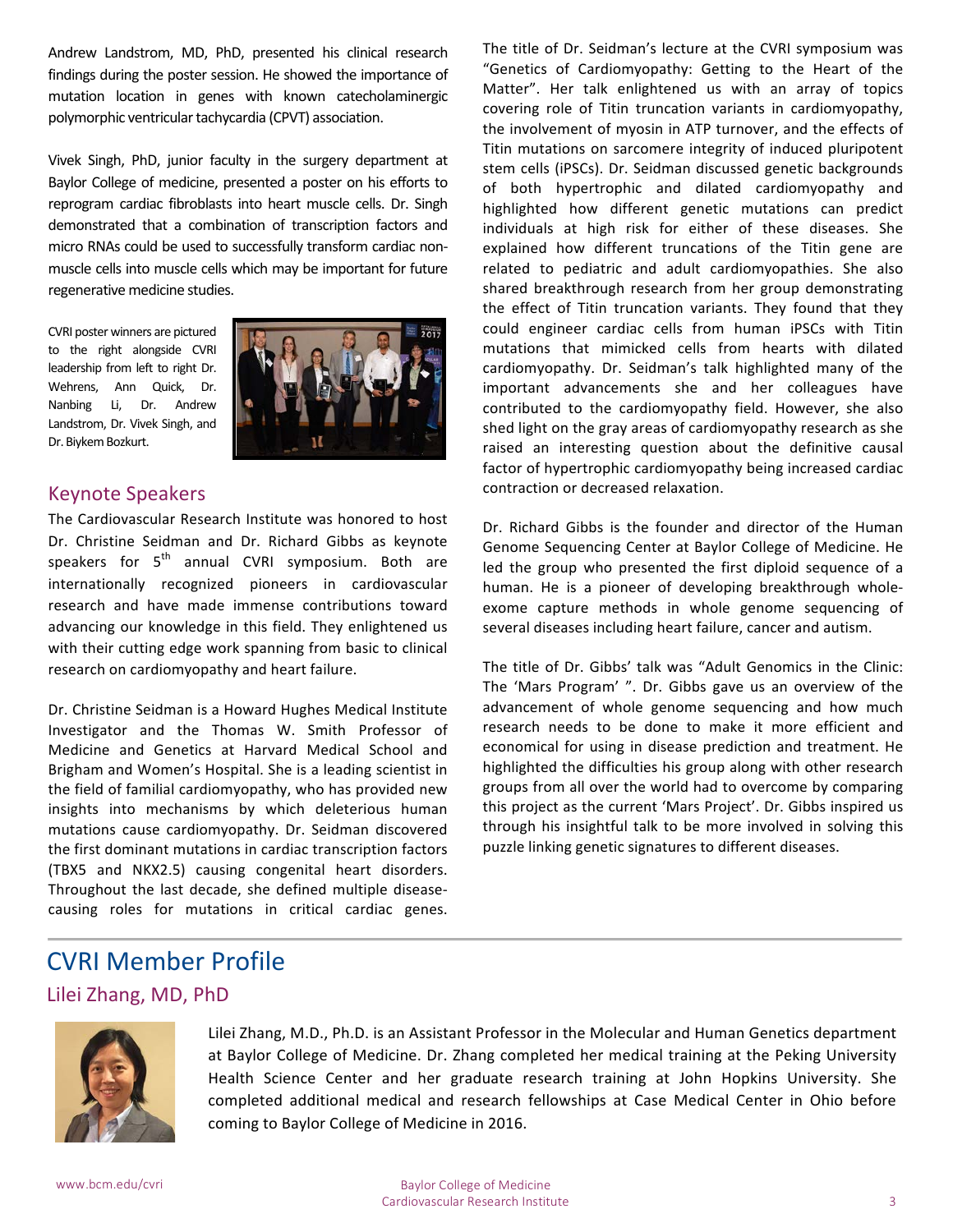Andrew Landstrom, MD, PhD, presented his clinical research findings during the poster session. He showed the importance of mutation location in genes with known catecholaminergic polymorphic ventricular tachycardia (CPVT) association.

Vivek Singh, PhD, junior faculty in the surgery department at Baylor College of medicine, presented a poster on his efforts to reprogram cardiac fibroblasts into heart muscle cells. Dr. Singh demonstrated that a combination of transcription factors and micro RNAs could be used to successfully transform cardiac non-muscle cells into muscle cells which may be important for future regenerative medicine studies.

CVRI poster winners are pictured to the right alongside CVRI leadership from left to right Dr. Wehrens, Ann Quick, Dr. Nanbing Li, Dr. Andrew Landstrom, Dr. Vivek Singh, and Dr. Biykem Bozkurt.

## Keynote Speakers

The Cardiovascular Research Institute was honored to host Dr. Christine Seidman and Dr. Richard Gibbs as keynote speakers for 5th annual CVRI symposium. Both are internationally recognized pioneers in cardiovascular research and have made immense contributions toward advancing our knowledge in this field. They enlightened us with their cutting edge work spanning from basic to clinical research on cardiomyopathy and heart failure.

Dr. Christine Seidman is a Howard Hughes Medical Institute Investigator and the Thomas W. Smith Professor of Medicine and Genetics at Harvard Medical School and Brigham and Women's Hospital. She is a leading scientist in the field of familial cardiomyopathy, who has provided new insights into mechanisms by which deleterious human mutations cause cardiomyopathy. Dr. Seidman discovered the first dominant mutations in cardiac transcription factors (TBX5 and NKX2.5) causing congenital heart disorders. Throughout the last decade, she defined multiple disease-causing roles for mutations in critical cardiac genes.

The title of Dr. Seidman's lecture at the CVRI symposium was "Genetics of Cardiomyopathy: Getting to the Heart of the Matter". Her talk enlightened us with an array of topics covering role of Titin truncation variants in cardiomyopathy, the involvement of myosin in ATP turnover, and the effects of Titin mutations on sarcomere integrity of induced pluripotent stem cells (iPSCs). Dr. Seidman discussed genetic backgrounds of both hypertrophic and dilated cardiomyopathy and highlighted how different genetic mutations can predict individuals at high risk for either of these diseases. She explained how different truncations of the Titin gene are related to pediatric and adult cardiomyopathies. She also shared breakthrough research from her group demonstrating the effect of Titin truncation variants. They found that they could engineer cardiac cells from human iPSCs with Titin mutations that mimicked cells from hearts with dilated cardiomyopathy. Dr. Seidman's talk highlighted many of the important advancements she and her colleagues have contributed to the cardiomyopathy field. However, she also shed light on the gray areas of cardiomyopathy research as she raised an interesting question about the definitive causal factor of hypertrophic cardiomyopathy being increased cardiac contraction or decreased relaxation.

Dr. Richard Gibbs is the founder and director of the Human Genome Sequencing Center at Baylor College of Medicine. He led the group who presented the first diploid sequence of a human. He is a pioneer of developing breakthrough whole-exome capture methods in whole genome sequencing of several diseases including heart failure, cancer and autism.

The title of Dr. Gibbs' talk was "Adult Genomics in the Clinic: The 'Mars Program' ". Dr. Gibbs gave us an overview of the advancement of whole genome sequencing and how much research needs to be done to make it more efficient and economical for using in disease prediction and treatment. He highlighted the difficulties his group along with other research groups from all over the world had to overcome by comparing this project as the current 'Mars Project'. Dr. Gibbs inspired us through his insightful talk to be more involved in solving this puzzle linking genetic signatures to different diseases.

# CVRI Member Profile

## Lilei Zhang, MD, PhD

Lilei Zhang, M.D., Ph.D. is an Assistant Professor in the Molecular and Human Genetics department at Baylor College of Medicine. Dr. Zhang completed her medical training at the Peking University Health Science Center and her graduate research training at John Hopkins University. She completed additional medical and research fellowships at Case Medical Center in Ohio before coming to Baylor College of Medicine in 2016.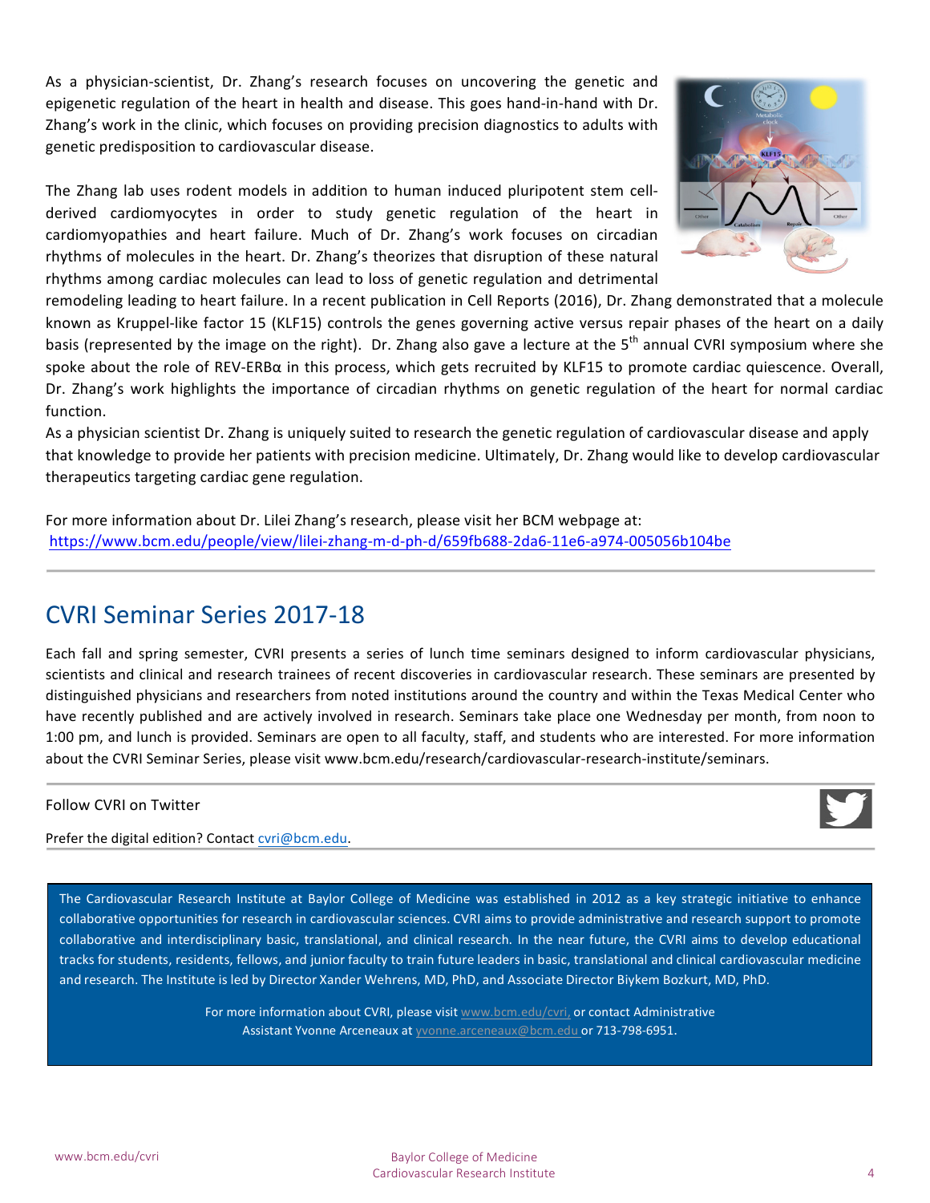As a physician-scientist, Dr. Zhang's research focuses on uncovering the genetic and epigenetic regulation of the heart in health and disease. This goes hand-in-hand with Dr. Zhang's work in the clinic, which focuses on providing precision diagnostics to adults with genetic predisposition to cardiovascular disease.

The Zhang lab uses rodent models in addition to human induced pluripotent stem cell-derived cardiomyocytes in order to study genetic regulation of the heart in cardiomyopathies and heart failure. Much of Dr. Zhang's work focuses on circadian rhythms of molecules in the heart. Dr. Zhang's theorizes that disruption of these natural rhythms among cardiac molecules can lead to loss of genetic regulation and detrimental remodeling leading to heart failure. In a recent publication in Cell Reports (2016), Dr. Zhang demonstrated that a molecule known as Kruppel-like factor 15 (KLF15) controls the genes governing active versus repair phases of the heart on a daily basis (represented by the image on the right). Dr. Zhang also gave a lecture at the 5th annual CVRI symposium where she spoke about the role of REV-ERBα in this process, which gets recruited by KLF15 to promote cardiac quiescence. Overall, Dr. Zhang's work highlights the importance of circadian rhythms on genetic regulation of the heart for normal cardiac function.

As a physician scientist Dr. Zhang is uniquely suited to research the genetic regulation of cardiovascular disease and apply that knowledge to provide her patients with precision medicine. Ultimately, Dr. Zhang would like to develop cardiovascular therapeutics targeting cardiac gene regulation.

For more information about Dr. Lilei Zhang's research, please visit her BCM webpage at:
https://www.bcm.edu/people/view/lilei-zhang-m-d-ph-d/659fb688-2da6-11e6-a974-005056b104be

---

## CVRI Seminar Series 2017-18

Each fall and spring semester, CVRI presents a series of lunch time seminars designed to inform cardiovascular physicians, scientists and clinical and research trainees of recent discoveries in cardiovascular research. These seminars are presented by distinguished physicians and researchers from noted institutions around the country and within the Texas Medical Center who have recently published and are actively involved in research. Seminars take place one Wednesday per month, from noon to 1:00 pm, and lunch is provided. Seminars are open to all faculty, staff, and students who are interested. For more information about the CVRI Seminar Series, please visit www.bcm.edu/research/cardiovascular-research-institute/seminars.

---

Follow CVRI on Twitter

Prefer the digital edition? Contact cvri@bcm.edu.

---

The Cardiovascular Research Institute at Baylor College of Medicine was established in 2012 as a key strategic initiative to enhance collaborative opportunities for research in cardiovascular sciences. CVRI aims to provide administrative and research support to promote collaborative and interdisciplinary basic, translational, and clinical research. In the near future, the CVRI aims to develop educational tracks for students, residents, fellows, and junior faculty to train future leaders in basic, translational and clinical cardiovascular medicine and research. The Institute is led by Director Xander Wehrens, MD, PhD, and Associate Director Biykem Bozkurt, MD, PhD.

For more information about CVRI, please visit www.bcm.edu/cvri, or contact Administrative Assistant Yvonne Arceneaux at yvonne.arceneaux@bcm.edu or 713-798-6951.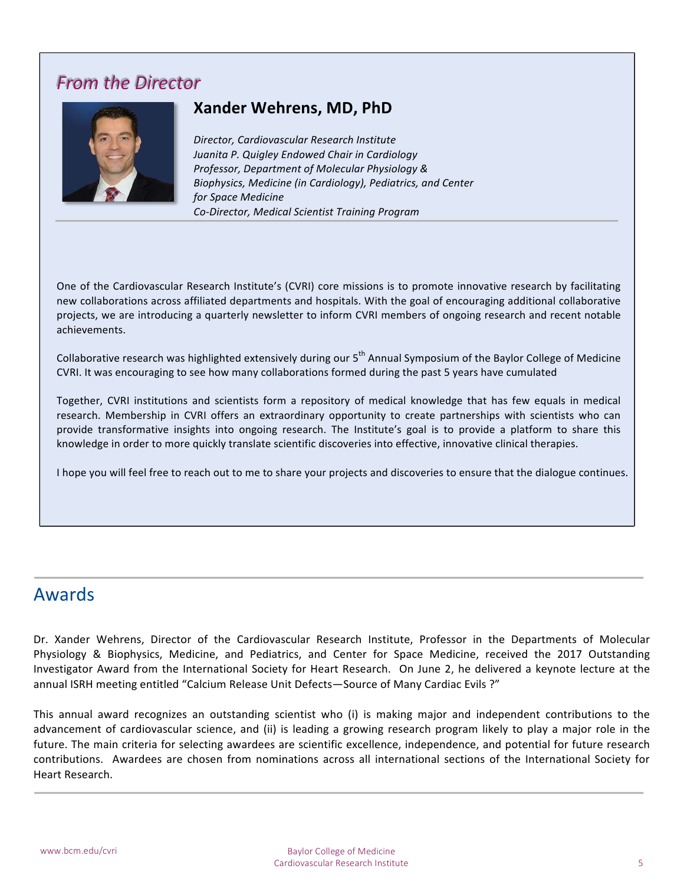## *From the Director*

### Xander Wehrens, MD, PhD

*Director, Cardiovascular Research Institute*
*Juanita P. Quigley Endowed Chair in Cardiology*
*Professor, Department of Molecular Physiology & Biophysics, Medicine (in Cardiology), Pediatrics, and Center for Space Medicine*
*Co-Director, Medical Scientist Training Program*

---

One of the Cardiovascular Research Institute's (CVRI) core missions is to promote innovative research by facilitating new collaborations across affiliated departments and hospitals. With the goal of encouraging additional collaborative projects, we are introducing a quarterly newsletter to inform CVRI members of ongoing research and recent notable achievements.

Collaborative research was highlighted extensively during our 5th Annual Symposium of the Baylor College of Medicine CVRI. It was encouraging to see how many collaborations formed during the past 5 years have cumulated

Together, CVRI institutions and scientists form a repository of medical knowledge that has few equals in medical research. Membership in CVRI offers an extraordinary opportunity to create partnerships with scientists who can provide transformative insights into ongoing research. The Institute's goal is to provide a platform to share this knowledge in order to more quickly translate scientific discoveries into effective, innovative clinical therapies.

I hope you will feel free to reach out to me to share your projects and discoveries to ensure that the dialogue continues.

---

## Awards

Dr. Xander Wehrens, Director of the Cardiovascular Research Institute, Professor in the Departments of Molecular Physiology & Biophysics, Medicine, and Pediatrics, and Center for Space Medicine, received the 2017 Outstanding Investigator Award from the International Society for Heart Research. On June 2, he delivered a keynote lecture at the annual ISRH meeting entitled "Calcium Release Unit Defects—Source of Many Cardiac Evils ?"

This annual award recognizes an outstanding scientist who (i) is making major and independent contributions to the advancement of cardiovascular science, and (ii) is leading a growing research program likely to play a major role in the future. The main criteria for selecting awardees are scientific excellence, independence, and potential for future research contributions. Awardees are chosen from nominations across all international sections of the International Society for Heart Research.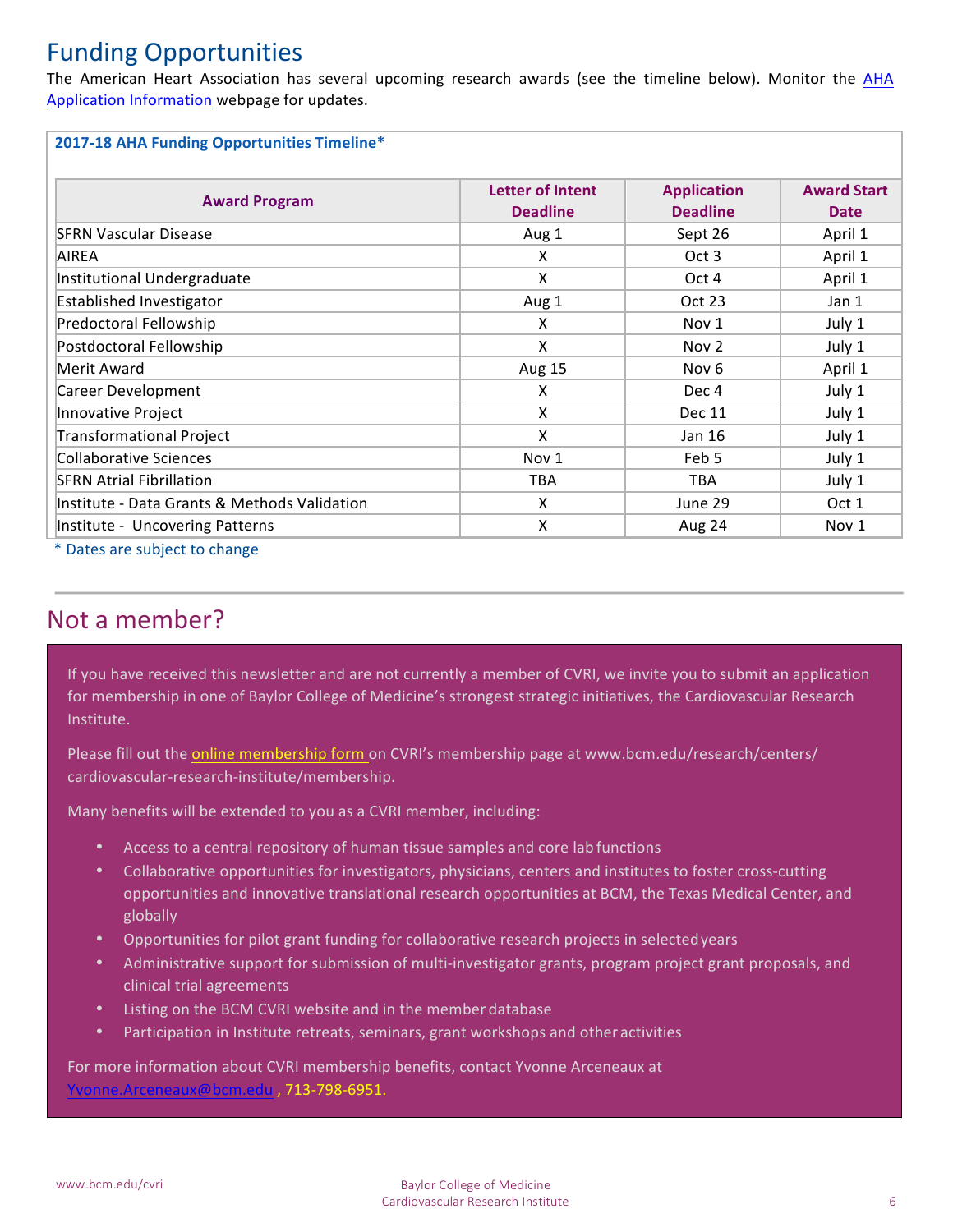# Funding Opportunities

The American Heart Association has several upcoming research awards (see the timeline below). Monitor the AHA Application Information webpage for updates.

**2017-18 AHA Funding Opportunities Timeline***

| Award Program | Letter of Intent Deadline | Application Deadline | Award Start Date |
|---|---|---|---|
| SFRN Vascular Disease | Aug 1 | Sept 26 | April 1 |
| AIREA | X | Oct 3 | April 1 |
| Institutional Undergraduate | X | Oct 4 | April 1 |
| Established Investigator | Aug 1 | Oct 23 | Jan 1 |
| Predoctoral Fellowship | X | Nov 1 | July 1 |
| Postdoctoral Fellowship | X | Nov 2 | July 1 |
| Merit Award | Aug 15 | Nov 6 | April 1 |
| Career Development | X | Dec 4 | July 1 |
| Innovative Project | X | Dec 11 | July 1 |
| Transformational Project | X | Jan 16 | July 1 |
| Collaborative Sciences | Nov 1 | Feb 5 | July 1 |
| SFRN Atrial Fibrillation | TBA | TBA | July 1 |
| Institute - Data Grants & Methods Validation | X | June 29 | Oct 1 |
| Institute - Uncovering Patterns | X | Aug 24 | Nov 1 |

* Dates are subject to change

# Not a member?

If you have received this newsletter and are not currently a member of CVRI, we invite you to submit an application for membership in one of Baylor College of Medicine's strongest strategic initiatives, the Cardiovascular Research Institute.

Please fill out the online membership form on CVRI's membership page at www.bcm.edu/research/centers/cardiovascular-research-institute/membership.

Many benefits will be extended to you as a CVRI member, including:

- Access to a central repository of human tissue samples and core lab functions
- Collaborative opportunities for investigators, physicians, centers and institutes to foster cross-cutting opportunities and innovative translational research opportunities at BCM, the Texas Medical Center, and globally
- Opportunities for pilot grant funding for collaborative research projects in selected years
- Administrative support for submission of multi-investigator grants, program project grant proposals, and clinical trial agreements
- Listing on the BCM CVRI website and in the member database
- Participation in Institute retreats, seminars, grant workshops and other activities

For more information about CVRI membership benefits, contact Yvonne Arceneaux at Yvonne.Arceneaux@bcm.edu , 713-798-6951.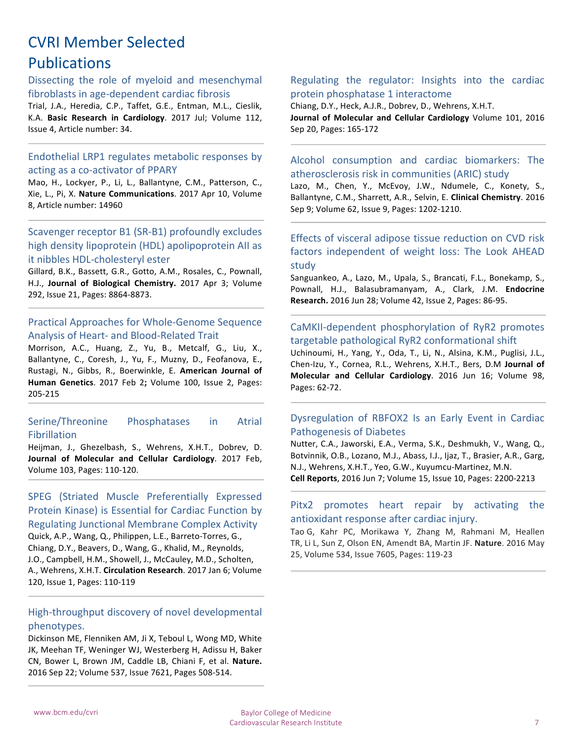# CVRI Member Selected Publications

### Dissecting the role of myeloid and mesenchymal fibroblasts in age-dependent cardiac fibrosis

Trial, J.A., Heredia, C.P., Taffet, G.E., Entman, M.L., Cieslik, K.A. **Basic Research in Cardiology**. 2017 Jul; Volume 112, Issue 4, Article number: 34.

---

### Endothelial LRP1 regulates metabolic responses by acting as a co-activator of PPARY

Mao, H., Lockyer, P., Li, L., Ballantyne, C.M., Patterson, C., Xie, L., Pi, X. **Nature Communications**. 2017 Apr 10, Volume 8, Article number: 14960

---

### Scavenger receptor B1 (SR-B1) profoundly excludes high density lipoprotein (HDL) apolipoprotein AII as it nibbles HDL-cholesteryl ester

Gillard, B.K., Bassett, G.R., Gotto, A.M., Rosales, C., Pownall, H.J., **Journal of Biological Chemistry.** 2017 Apr 3; Volume 292, Issue 21, Pages: 8864-8873.

---

### Practical Approaches for Whole-Genome Sequence Analysis of Heart- and Blood-Related Trait

Morrison, A.C., Huang, Z., Yu, B., Metcalf, G., Liu, X., Ballantyne, C., Coresh, J., Yu, F., Muzny, D., Feofanova, E., Rustagi, N., Gibbs, R., Boerwinkle, E. **American Journal of Human Genetics**. 2017 Feb 2**;** Volume 100, Issue 2, Pages: 205-215

---

### Serine/Threonine Phosphatases in Atrial Fibrillation

Heijman, J., Ghezelbash, S., Wehrens, X.H.T., Dobrev, D. **Journal of Molecular and Cellular Cardiology**. 2017 Feb, Volume 103, Pages: 110-120.

---

### SPEG (Striated Muscle Preferentially Expressed Protein Kinase) is Essential for Cardiac Function by Regulating Junctional Membrane Complex Activity

Quick, A.P., Wang, Q., Philippen, L.E., Barreto-Torres, G., Chiang, D.Y., Beavers, D., Wang, G., Khalid, M., Reynolds, J.O., Campbell, H.M., Showell, J., McCauley, M.D., Scholten, A., Wehrens, X.H.T. **Circulation Research**. 2017 Jan 6; Volume 120, Issue 1, Pages: 110-119

---

### High-throughput discovery of novel developmental phenotypes.

Dickinson ME, Flenniken AM, Ji X, Teboul L, Wong MD, White JK, Meehan TF, Weninger WJ, Westerberg H, Adissu H, Baker CN, Bower L, Brown JM, Caddle LB, Chiani F, et al. **Nature.** 2016 Sep 22; Volume 537, Issue 7621, Pages 508-514.

---

### Regulating the regulator: Insights into the cardiac protein phosphatase 1 interactome

Chiang, D.Y., Heck, A.J.R., Dobrev, D., Wehrens, X.H.T. **Journal of Molecular and Cellular Cardiology** Volume 101, 2016 Sep 20, Pages: 165-172

---

### Alcohol consumption and cardiac biomarkers: The atherosclerosis risk in communities (ARIC) study

Lazo, M., Chen, Y., McEvoy, J.W., Ndumele, C., Konety, S., Ballantyne, C.M., Sharrett, A.R., Selvin, E. **Clinical Chemistry**. 2016 Sep 9; Volume 62, Issue 9, Pages: 1202-1210.

---

### Effects of visceral adipose tissue reduction on CVD risk factors independent of weight loss: The Look AHEAD study

Sanguankeo, A., Lazo, M., Upala, S., Brancati, F.L., Bonekamp, S., Pownall, H.J., Balasubramanyam, A., Clark, J.M. **Endocrine Research.** 2016 Jun 28; Volume 42, Issue 2, Pages: 86-95.

---

### CaMKII-dependent phosphorylation of RyR2 promotes targetable pathological RyR2 conformational shift

Uchinoumi, H., Yang, Y., Oda, T., Li, N., Alsina, K.M., Puglisi, J.L., Chen-Izu, Y., Cornea, R.L., Wehrens, X.H.T., Bers, D.M **Journal of Molecular and Cellular Cardiology**. 2016 Jun 16; Volume 98, Pages: 62-72.

---

### Dysregulation of RBFOX2 Is an Early Event in Cardiac Pathogenesis of Diabetes

Nutter, C.A., Jaworski, E.A., Verma, S.K., Deshmukh, V., Wang, Q., Botvinnik, O.B., Lozano, M.J., Abass, I.J., Ijaz, T., Brasier, A.R., Garg, N.J., Wehrens, X.H.T., Yeo, G.W., Kuyumcu-Martinez, M.N.
**Cell Reports**, 2016 Jun 7; Volume 15, Issue 10, Pages: 2200-2213

---

### Pitx2 promotes heart repair by activating the antioxidant response after cardiac injury.

Tao G, Kahr PC, Morikawa Y, Zhang M, Rahmani M, Heallen TR, Li L, Sun Z, Olson EN, Amendt BA, Martin JF. **Nature**. 2016 May 25, Volume 534, Issue 7605, Pages: 119-23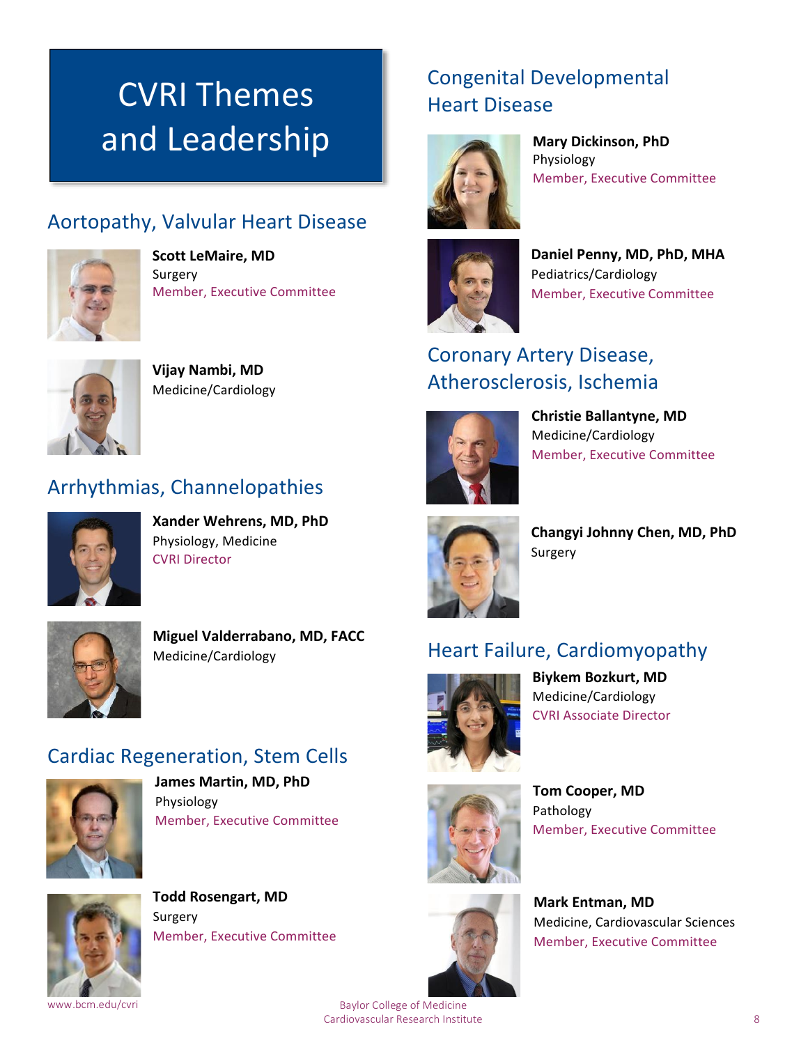# CVRI Themes and Leadership

## Aortopathy, Valvular Heart Disease

**Scott LeMaire, MD**
Surgery
Member, Executive Committee

**Vijay Nambi, MD**
Medicine/Cardiology

## Arrhythmias, Channelopathies

**Xander Wehrens, MD, PhD**
Physiology, Medicine
CVRI Director

**Miguel Valderrabano, MD, FACC**
Medicine/Cardiology

## Cardiac Regeneration, Stem Cells

**James Martin, MD, PhD**
Physiology
Member, Executive Committee

**Todd Rosengart, MD**
Surgery
Member, Executive Committee

## Congenital Developmental Heart Disease

**Mary Dickinson, PhD**
Physiology
Member, Executive Committee

**Daniel Penny, MD, PhD, MHA**
Pediatrics/Cardiology
Member, Executive Committee

## Coronary Artery Disease, Atherosclerosis, Ischemia

**Christie Ballantyne, MD**
Medicine/Cardiology
Member, Executive Committee

**Changyi Johnny Chen, MD, PhD**
Surgery

## Heart Failure, Cardiomyopathy

**Biykem Bozkurt, MD**
Medicine/Cardiology
CVRI Associate Director

**Tom Cooper, MD**
Pathology
Member, Executive Committee

**Mark Entman, MD**
Medicine, Cardiovascular Sciences
Member, Executive Committee